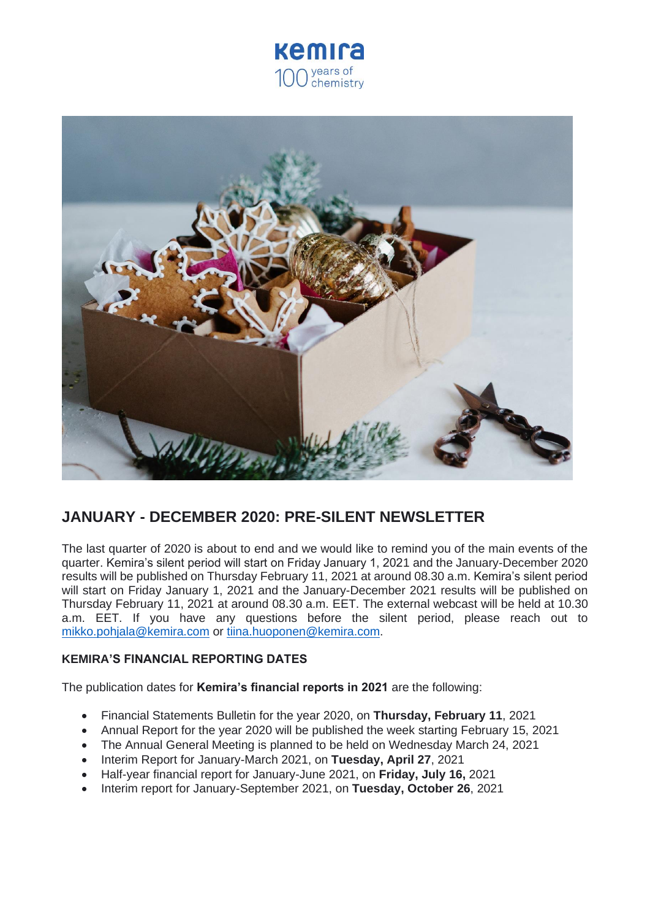Kemira 100 years of chemistry

## JANUARY - DECEMBER 2020: PRE-SILENT NEWSLETTER

The last quarter of 2020 is about to end and we would like to remind you of the main events of the quarter. Kemira's silent period will start on Friday January 1, 2021 and the January-December 2020 results will be published on Thursday February 11, 2021 at around 08.30 a.m. Kemira's silent period will start on Friday January 1, 2021 and the January-December 2021 results will be published on Thursday February 11, 2021 at around 08.30 a.m. EET. The external webcast will be held at 10.30 a.m. EET. If you have any questions before the silent period, please reach out to mikko.pohjala@kemira.com or tiina.huoponen@kemira.com.

### KEMIRA'S FINANCIAL REPORTING DATES

The publication dates for **Kemira's financial reports in 2021** are the following:

- Financial Statements Bulletin for the year 2020, on **Thursday, February 11**, 2021
- Annual Report for the year 2020 will be published the week starting February 15, 2021
- The Annual General Meeting is planned to be held on Wednesday March 24, 2021
- Interim Report for January-March 2021, on **Tuesday, April 27**, 2021
- Half-year financial report for January-June 2021, on **Friday, July 16,** 2021
- Interim report for January-September 2021, on **Tuesday, October 26**, 2021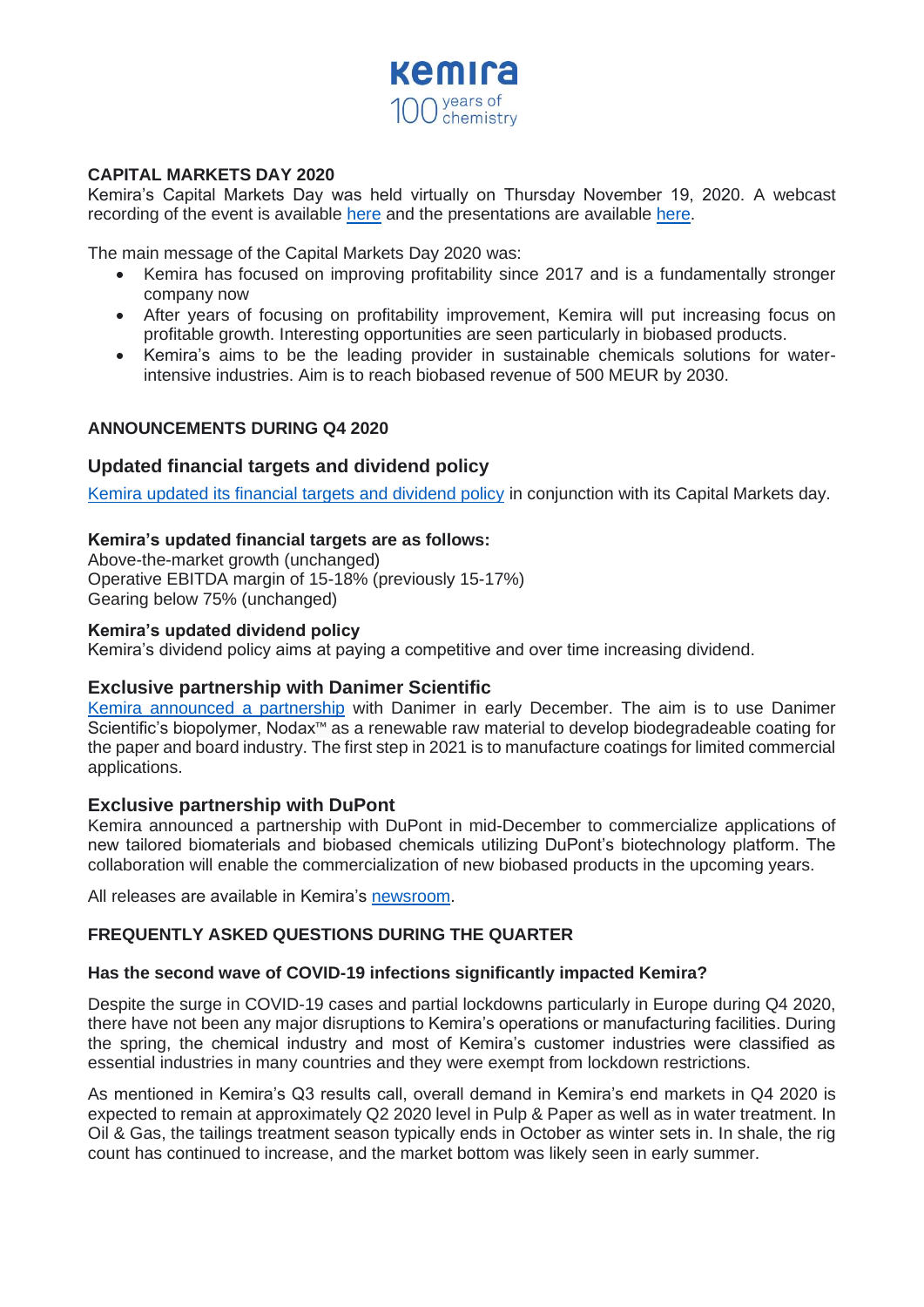## CAPITAL MARKETS DAY 2020

Kemira's Capital Markets Day was held virtually on Thursday November 19, 2020. A webcast recording of the event is available here and the presentations are available here.

The main message of the Capital Markets Day 2020 was:

- Kemira has focused on improving profitability since 2017 and is a fundamentally stronger company now
- After years of focusing on profitability improvement, Kemira will put increasing focus on profitable growth. Interesting opportunities are seen particularly in biobased products.
- Kemira's aims to be the leading provider in sustainable chemicals solutions for water-intensive industries. Aim is to reach biobased revenue of 500 MEUR by 2030.

## ANNOUNCEMENTS DURING Q4 2020

### Updated financial targets and dividend policy

Kemira updated its financial targets and dividend policy in conjunction with its Capital Markets day.

**Kemira's updated financial targets are as follows:**
Above-the-market growth (unchanged)
Operative EBITDA margin of 15-18% (previously 15-17%)
Gearing below 75% (unchanged)

**Kemira's updated dividend policy**
Kemira's dividend policy aims at paying a competitive and over time increasing dividend.

### Exclusive partnership with Danimer Scientific

Kemira announced a partnership with Danimer in early December. The aim is to use Danimer Scientific's biopolymer, Nodax™ as a renewable raw material to develop biodegradeable coating for the paper and board industry. The first step in 2021 is to manufacture coatings for limited commercial applications.

### Exclusive partnership with DuPont

Kemira announced a partnership with DuPont in mid-December to commercialize applications of new tailored biomaterials and biobased chemicals utilizing DuPont's biotechnology platform. The collaboration will enable the commercialization of new biobased products in the upcoming years.

All releases are available in Kemira's newsroom.

## FREQUENTLY ASKED QUESTIONS DURING THE QUARTER

**Has the second wave of COVID-19 infections significantly impacted Kemira?**

Despite the surge in COVID-19 cases and partial lockdowns particularly in Europe during Q4 2020, there have not been any major disruptions to Kemira's operations or manufacturing facilities. During the spring, the chemical industry and most of Kemira's customer industries were classified as essential industries in many countries and they were exempt from lockdown restrictions.

As mentioned in Kemira's Q3 results call, overall demand in Kemira's end markets in Q4 2020 is expected to remain at approximately Q2 2020 level in Pulp & Paper as well as in water treatment. In Oil & Gas, the tailings treatment season typically ends in October as winter sets in. In shale, the rig count has continued to increase, and the market bottom was likely seen in early summer.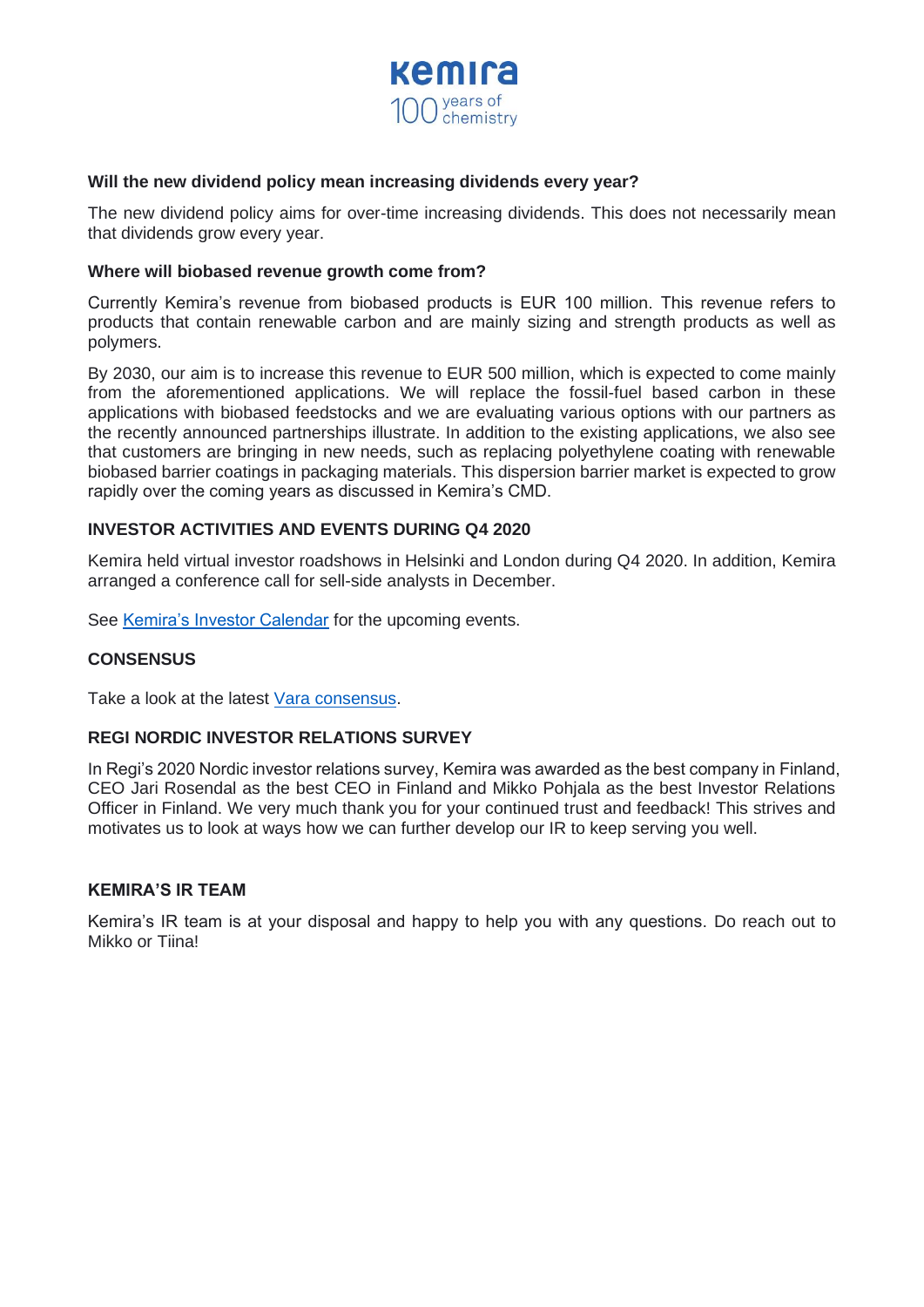**Will the new dividend policy mean increasing dividends every year?**

The new dividend policy aims for over-time increasing dividends. This does not necessarily mean that dividends grow every year.

**Where will biobased revenue growth come from?**

Currently Kemira's revenue from biobased products is EUR 100 million. This revenue refers to products that contain renewable carbon and are mainly sizing and strength products as well as polymers.

By 2030, our aim is to increase this revenue to EUR 500 million, which is expected to come mainly from the aforementioned applications. We will replace the fossil-fuel based carbon in these applications with biobased feedstocks and we are evaluating various options with our partners as the recently announced partnerships illustrate. In addition to the existing applications, we also see that customers are bringing in new needs, such as replacing polyethylene coating with renewable biobased barrier coatings in packaging materials. This dispersion barrier market is expected to grow rapidly over the coming years as discussed in Kemira's CMD.

## INVESTOR ACTIVITIES AND EVENTS DURING Q4 2020

Kemira held virtual investor roadshows in Helsinki and London during Q4 2020. In addition, Kemira arranged a conference call for sell-side analysts in December.

See [Kemira's Investor Calendar] for the upcoming events.

## CONSENSUS

Take a look at the latest [Vara consensus].

## REGI NORDIC INVESTOR RELATIONS SURVEY

In Regi's 2020 Nordic investor relations survey, Kemira was awarded as the best company in Finland, CEO Jari Rosendal as the best CEO in Finland and Mikko Pohjala as the best Investor Relations Officer in Finland. We very much thank you for your continued trust and feedback! This strives and motivates us to look at ways how we can further develop our IR to keep serving you well.

## KEMIRA'S IR TEAM

Kemira's IR team is at your disposal and happy to help you with any questions. Do reach out to Mikko or Tiina!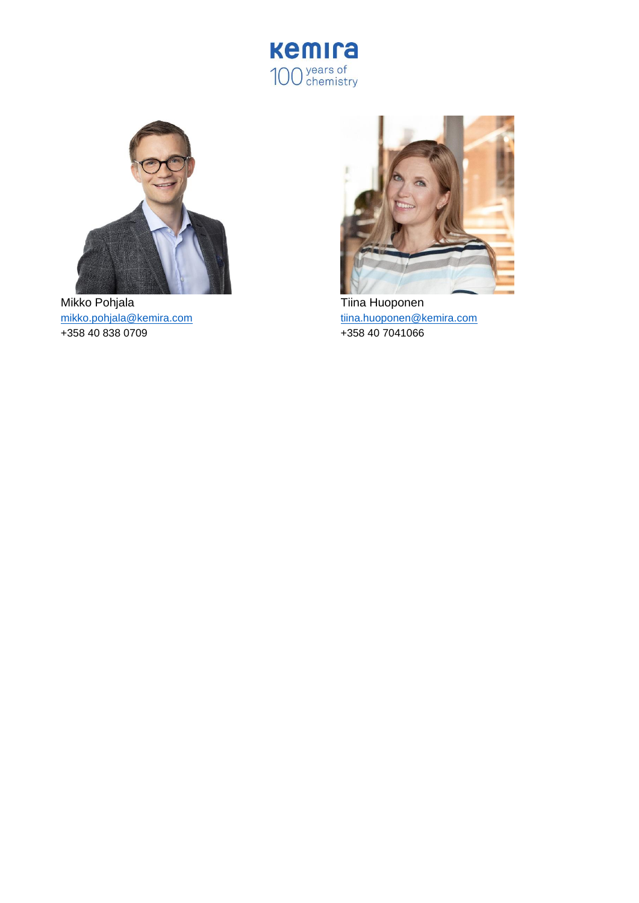Mikko Pohjala
mikko.pohjala@kemira.com
+358 40 838 0709

Tiina Huoponen
tiina.huoponen@kemira.com
+358 40 7041066